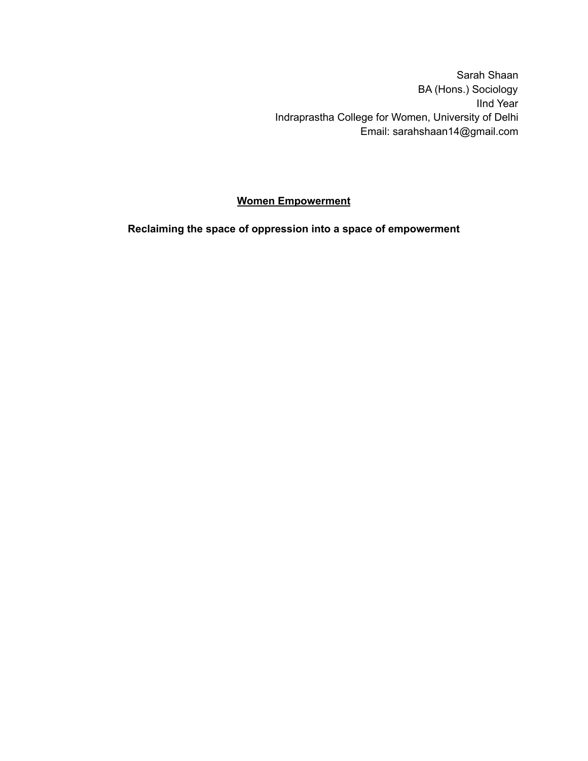Sarah Shaan
BA (Hons.) Sociology
IInd Year
Indraprastha College for Women, University of Delhi
Email: sarahshaan14@gmail.com

# Women Empowerment

## Reclaiming the space of oppression into a space of empowerment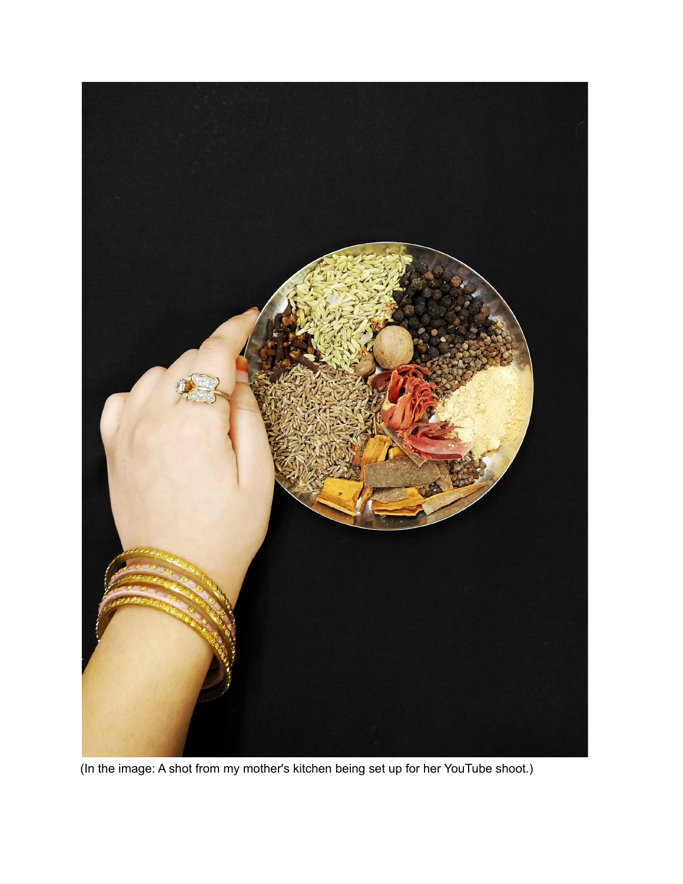(In the image: A shot from my mother's kitchen being set up for her YouTube shoot.)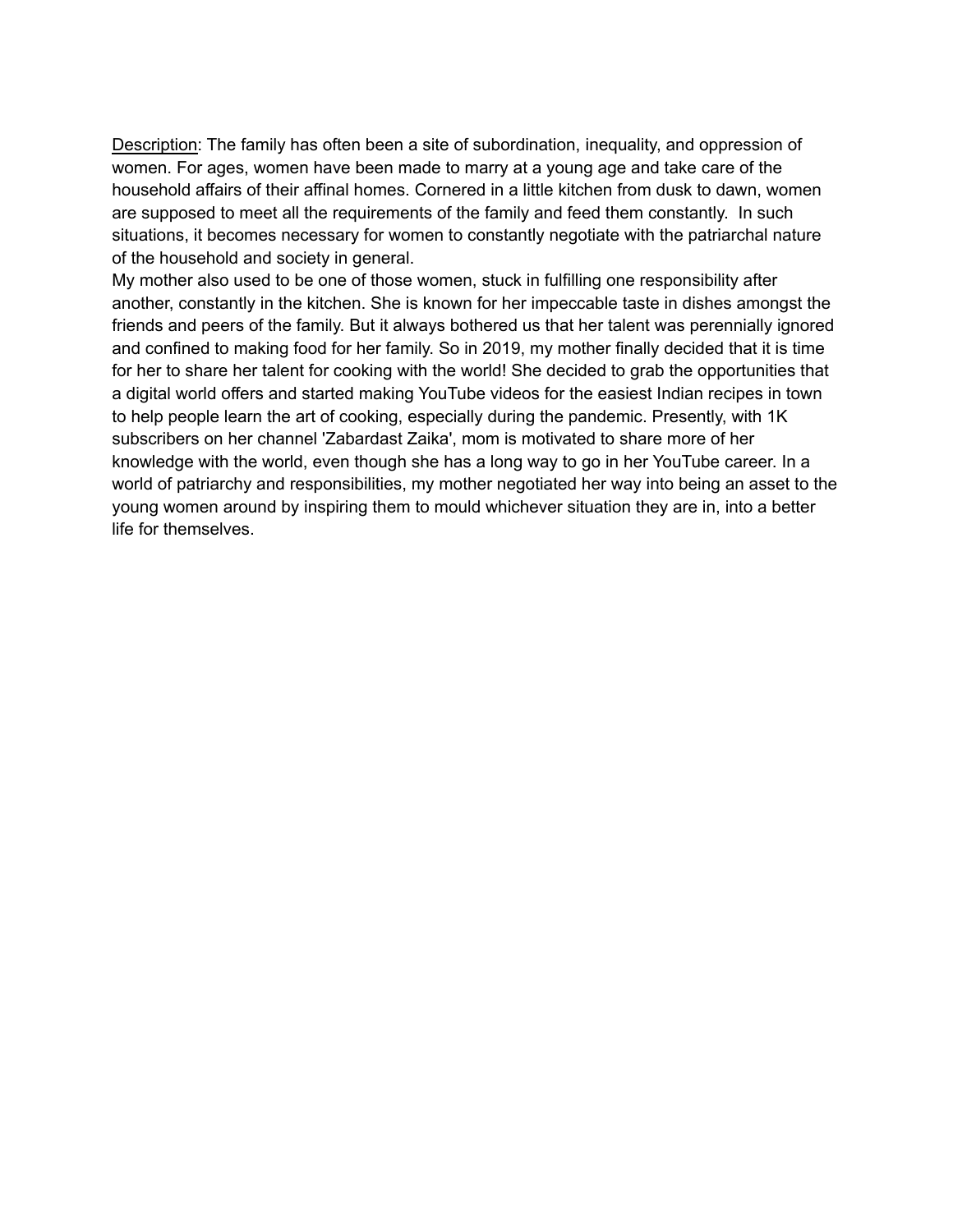<u>Description</u>: The family has often been a site of subordination, inequality, and oppression of women. For ages, women have been made to marry at a young age and take care of the household affairs of their affinal homes. Cornered in a little kitchen from dusk to dawn, women are supposed to meet all the requirements of the family and feed them constantly. In such situations, it becomes necessary for women to constantly negotiate with the patriarchal nature of the household and society in general.

My mother also used to be one of those women, stuck in fulfilling one responsibility after another, constantly in the kitchen. She is known for her impeccable taste in dishes amongst the friends and peers of the family. But it always bothered us that her talent was perennially ignored and confined to making food for her family. So in 2019, my mother finally decided that it is time for her to share her talent for cooking with the world! She decided to grab the opportunities that a digital world offers and started making YouTube videos for the easiest Indian recipes in town to help people learn the art of cooking, especially during the pandemic. Presently, with 1K subscribers on her channel 'Zabardast Zaika', mom is motivated to share more of her knowledge with the world, even though she has a long way to go in her YouTube career. In a world of patriarchy and responsibilities, my mother negotiated her way into being an asset to the young women around by inspiring them to mould whichever situation they are in, into a better life for themselves.